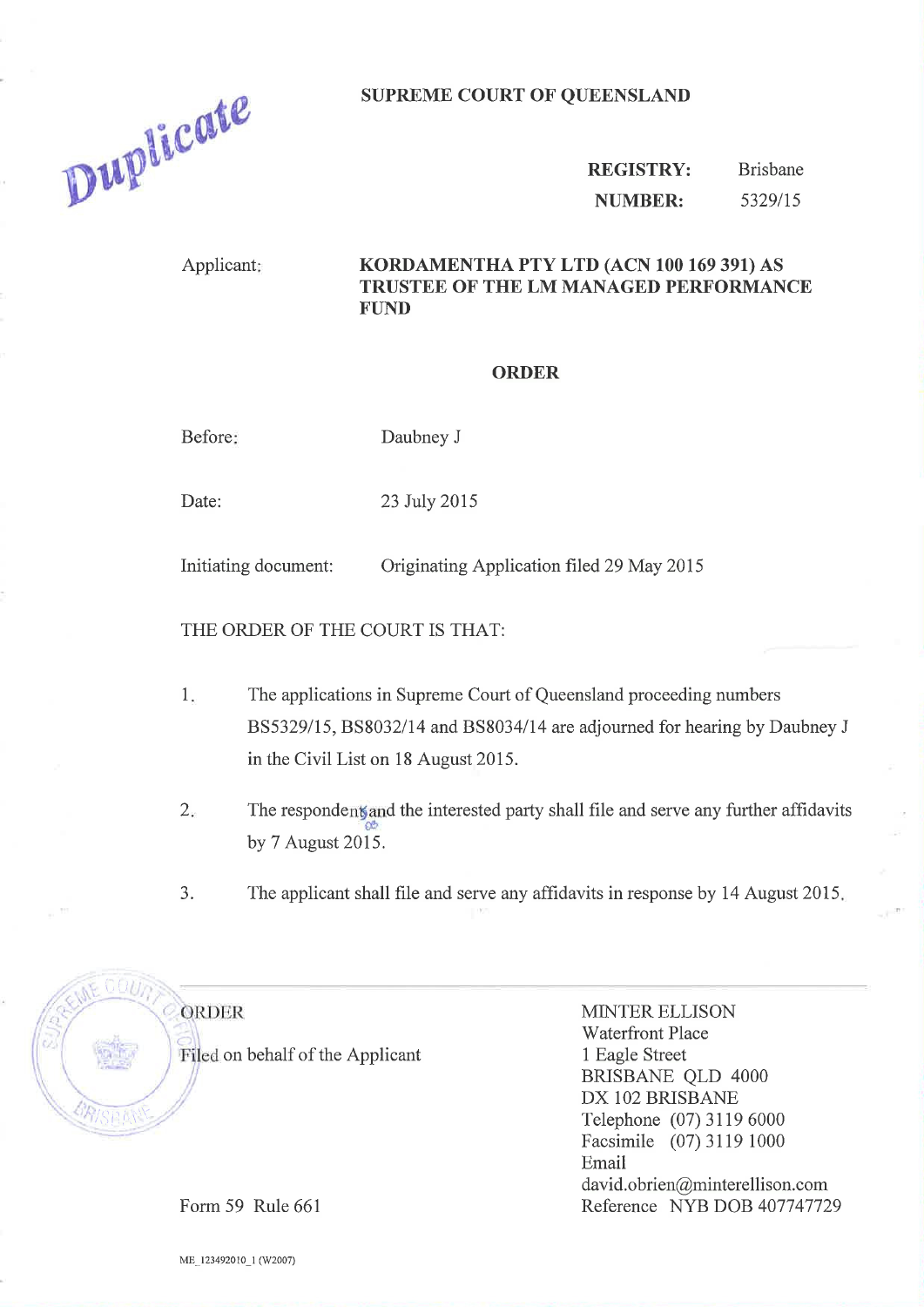Duplicate

**SUPREME COURT OF QUEENSLAND**

| | |
|---|---|
| **REGISTRY:** | Brisbane |
| **NUMBER:** | 5329/15 |

Applicant: **KORDAMENTHA PTY LTD (ACN 100 169 391) AS TRUSTEE OF THE LM MANAGED PERFORMANCE FUND**

## ORDER

Before: Daubney J

Date: 23 July 2015

Initiating document: Originating Application filed 29 May 2015

THE ORDER OF THE COURT IS THAT:

1. The applications in Supreme Court of Queensland proceeding numbers BS5329/15, BS8032/14 and BS8034/14 are adjourned for hearing by Daubney J in the Civil List on 18 August 2015.

2. The respondents and the interested party shall file and serve any further affidavits by 7 August 2015.

3. The applicant shall file and serve any affidavits in response by 14 August 2015.

---

ORDER

Filed on behalf of the Applicant

Form 59 Rule 661

MINTER ELLISON
Waterfront Place
1 Eagle Street
BRISBANE QLD 4000
DX 102 BRISBANE
Telephone (07) 3119 6000
Facsimile (07) 3119 1000
Email david.obrien@minterellison.com
Reference NYB DOB 407747729

ME_123492010_1 (W2007)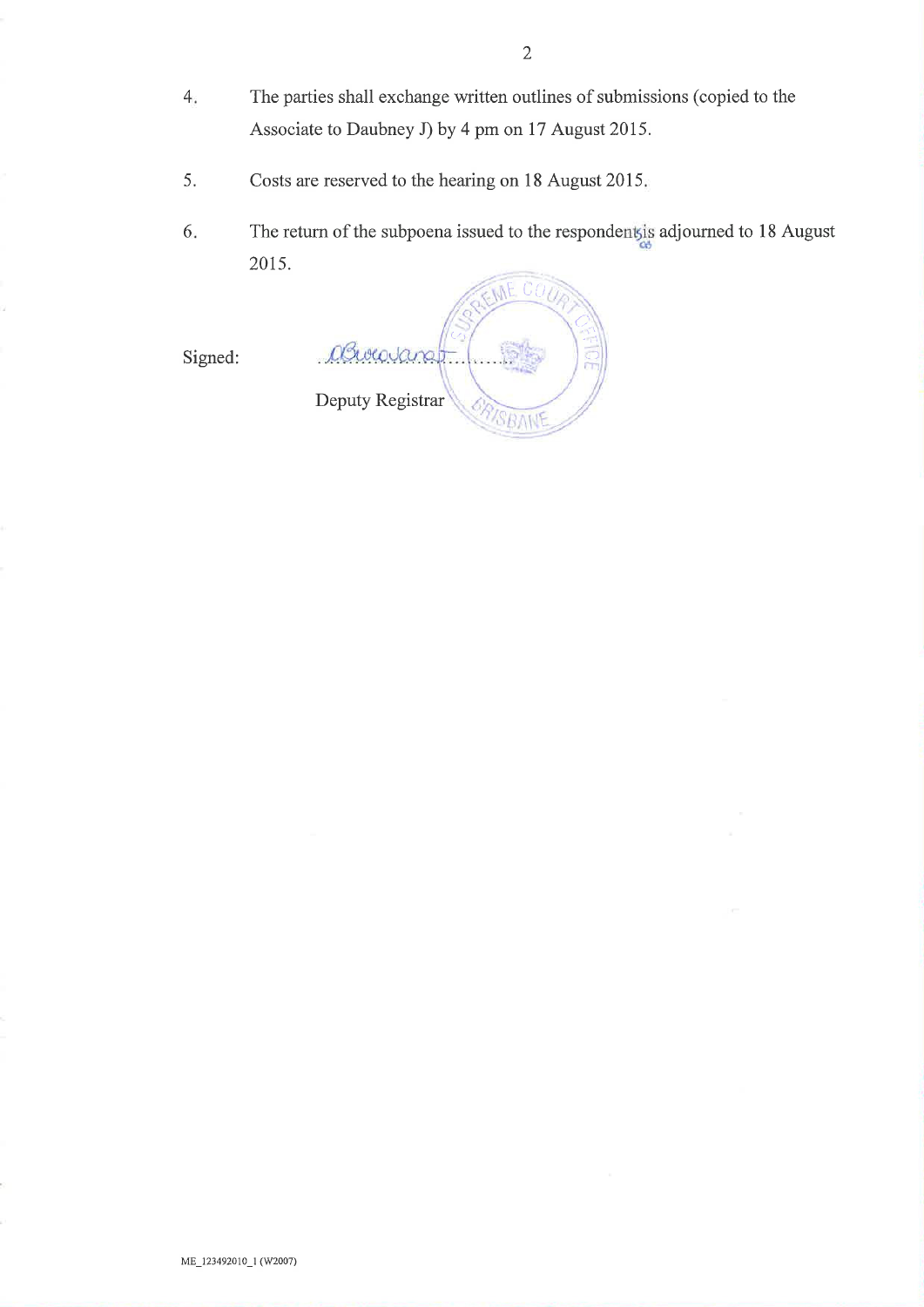4. The parties shall exchange written outlines of submissions (copied to the Associate to Daubney J) by 4 pm on 17 August 2015.

5. Costs are reserved to the hearing on 18 August 2015.

6. The return of the subpoena issued to the respondents is adjourned to 18 August 2015.

Signed: ..................................

Deputy Registrar

ME_123492010_1 (W2007)